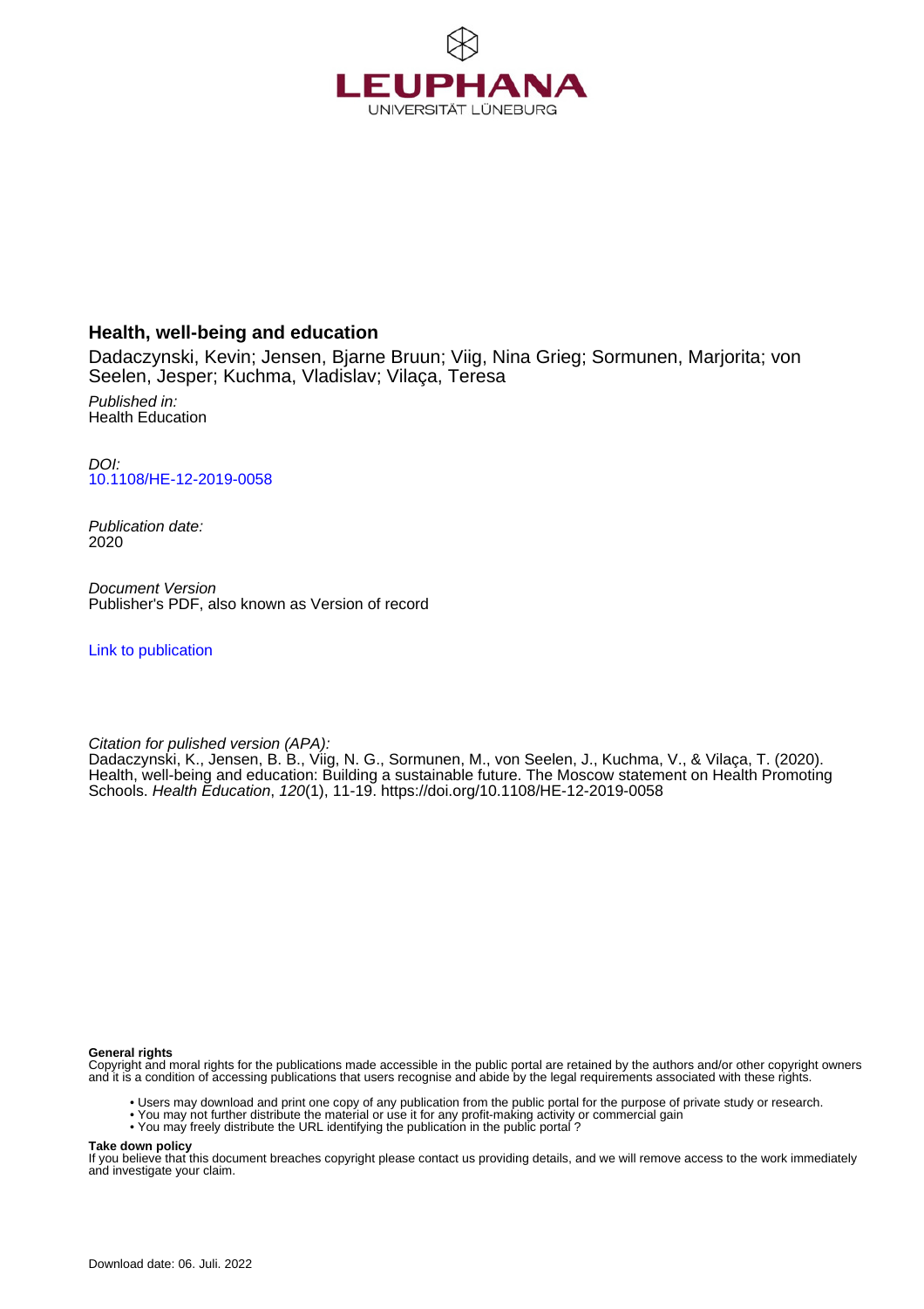LEUPHANA
UNIVERSITÄT LÜNEBURG

# Health, well-being and education

Dadaczynski, Kevin; Jensen, Bjarne Bruun; Viig, Nina Grieg; Sormunen, Marjorita; von Seelen, Jesper; Kuchma, Vladislav; Vilaça, Teresa

*Published in:*
Health Education

*DOI:*
10.1108/HE-12-2019-0058

*Publication date:*
2020

*Document Version*
Publisher's PDF, also known as Version of record

Link to publication

*Citation for pulished version (APA):*
Dadaczynski, K., Jensen, B. B., Viig, N. G., Sormunen, M., von Seelen, J., Kuchma, V., & Vilaça, T. (2020). Health, well-being and education: Building a sustainable future. The Moscow statement on Health Promoting Schools. *Health Education*, *120*(1), 11-19. https://doi.org/10.1108/HE-12-2019-0058

**General rights**
Copyright and moral rights for the publications made accessible in the public portal are retained by the authors and/or other copyright owners and it is a condition of accessing publications that users recognise and abide by the legal requirements associated with these rights.

- Users may download and print one copy of any publication from the public portal for the purpose of private study or research.
- You may not further distribute the material or use it for any profit-making activity or commercial gain
- You may freely distribute the URL identifying the publication in the public portal ?

**Take down policy**
If you believe that this document breaches copyright please contact us providing details, and we will remove access to the work immediately and investigate your claim.

Download date: 06. Juli. 2022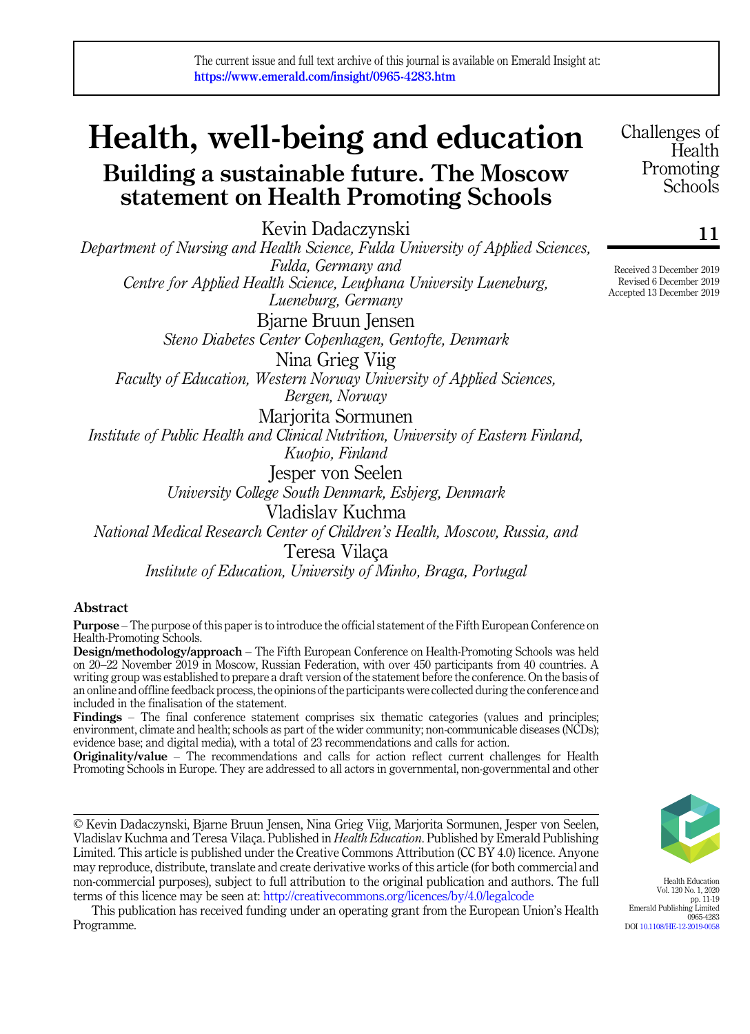The current issue and full text archive of this journal is available on Emerald Insight at: https://www.emerald.com/insight/0965-4283.htm

# Health, well-being and education

## Building a sustainable future. The Moscow statement on Health Promoting Schools

Kevin Dadaczynski

*Department of Nursing and Health Science, Fulda University of Applied Sciences, Fulda, Germany and*
*Centre for Applied Health Science, Leuphana University Lueneburg, Lueneburg, Germany*

Bjarne Bruun Jensen

*Steno Diabetes Center Copenhagen, Gentofte, Denmark*

Nina Grieg Viig

*Faculty of Education, Western Norway University of Applied Sciences, Bergen, Norway*

Marjorita Sormunen

*Institute of Public Health and Clinical Nutrition, University of Eastern Finland, Kuopio, Finland*

Jesper von Seelen

*University College South Denmark, Esbjerg, Denmark*

Vladislav Kuchma

*National Medical Research Center of Children's Health, Moscow, Russia, and*

Teresa Vilaça

*Institute of Education, University of Minho, Braga, Portugal*

Received 3 December 2019
Revised 6 December 2019
Accepted 13 December 2019

### Abstract

**Purpose** – The purpose of this paper is to introduce the official statement of the Fifth European Conference on Health-Promoting Schools.

**Design/methodology/approach** – The Fifth European Conference on Health-Promoting Schools was held on 20–22 November 2019 in Moscow, Russian Federation, with over 450 participants from 40 countries. A writing group was established to prepare a draft version of the statement before the conference. On the basis of an online and offline feedback process, the opinions of the participants were collected during the conference and included in the finalisation of the statement.

**Findings** – The final conference statement comprises six thematic categories (values and principles; environment, climate and health; schools as part of the wider community; non-communicable diseases (NCDs); evidence base; and digital media), with a total of 23 recommendations and calls for action.

**Originality/value** – The recommendations and calls for action reflect current challenges for Health Promoting Schools in Europe. They are addressed to all actors in governmental, non-governmental and other

© Kevin Dadaczynski, Bjarne Bruun Jensen, Nina Grieg Viig, Marjorita Sormunen, Jesper von Seelen, Vladislav Kuchma and Teresa Vilaça. Published in *Health Education*. Published by Emerald Publishing Limited. This article is published under the Creative Commons Attribution (CC BY 4.0) licence. Anyone may reproduce, distribute, translate and create derivative works of this article (for both commercial and non-commercial purposes), subject to full attribution to the original publication and authors. The full terms of this licence may be seen at: http://creativecommons.org/licences/by/4.0/legalcode

This publication has received funding under an operating grant from the European Union's Health Programme.

DOI 10.1108/HE-12-2019-0058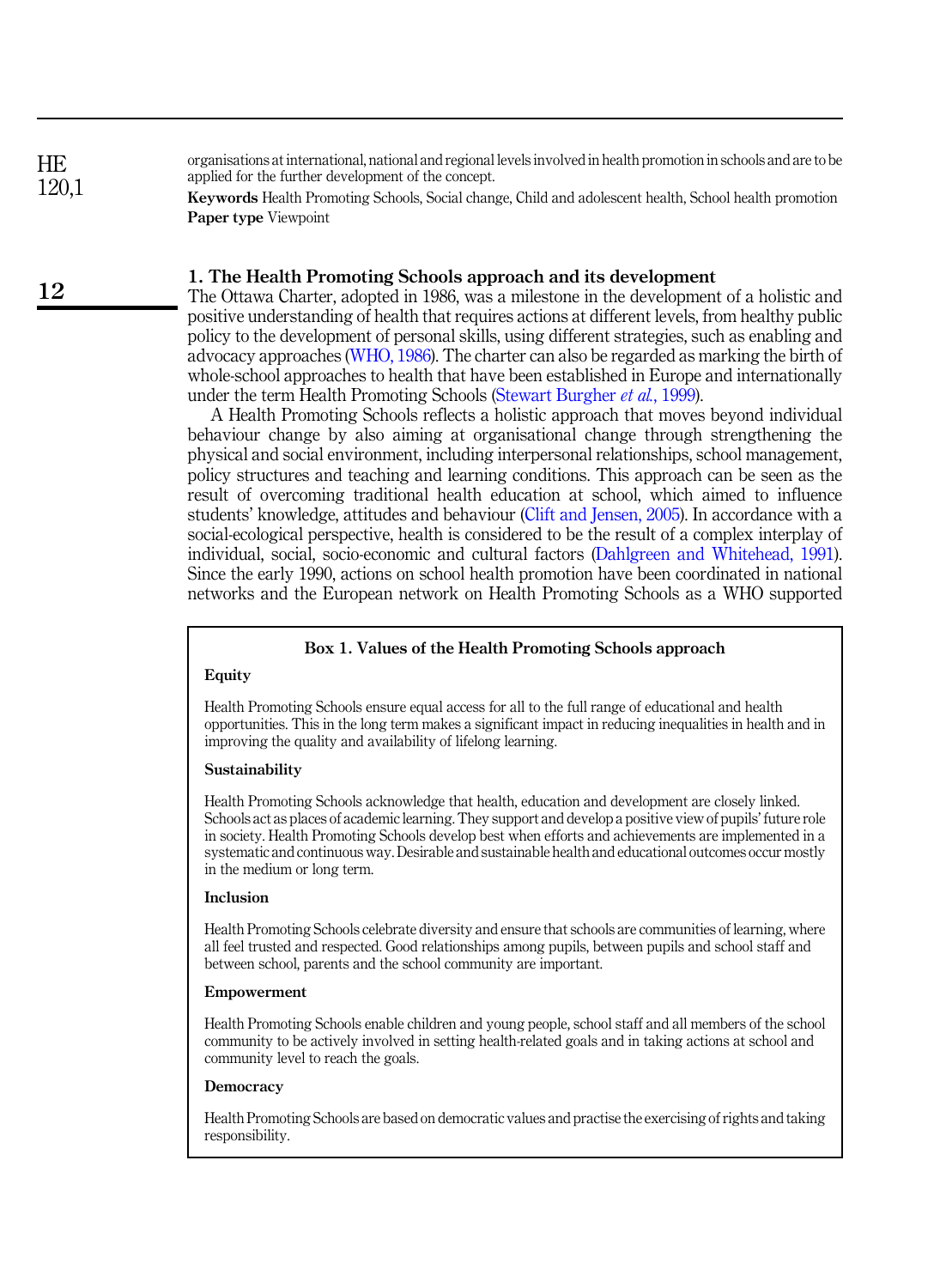organisations at international, national and regional levels involved in health promotion in schools and are to be applied for the further development of the concept.

**Keywords** Health Promoting Schools, Social change, Child and adolescent health, School health promotion

**Paper type** Viewpoint

## 1. The Health Promoting Schools approach and its development

The Ottawa Charter, adopted in 1986, was a milestone in the development of a holistic and positive understanding of health that requires actions at different levels, from healthy public policy to the development of personal skills, using different strategies, such as enabling and advocacy approaches (WHO, 1986). The charter can also be regarded as marking the birth of whole-school approaches to health that have been established in Europe and internationally under the term Health Promoting Schools (Stewart Burgher *et al.*, 1999).

A Health Promoting Schools reflects a holistic approach that moves beyond individual behaviour change by also aiming at organisational change through strengthening the physical and social environment, including interpersonal relationships, school management, policy structures and teaching and learning conditions. This approach can be seen as the result of overcoming traditional health education at school, which aimed to influence students' knowledge, attitudes and behaviour (Clift and Jensen, 2005). In accordance with a social-ecological perspective, health is considered to be the result of a complex interplay of individual, social, socio-economic and cultural factors (Dahlgreen and Whitehead, 1991). Since the early 1990, actions on school health promotion have been coordinated in national networks and the European network on Health Promoting Schools as a WHO supported

**Box 1. Values of the Health Promoting Schools approach**

**Equity**

Health Promoting Schools ensure equal access for all to the full range of educational and health opportunities. This in the long term makes a significant impact in reducing inequalities in health and in improving the quality and availability of lifelong learning.

**Sustainability**

Health Promoting Schools acknowledge that health, education and development are closely linked. Schools act as places of academic learning. They support and develop a positive view of pupils' future role in society. Health Promoting Schools develop best when efforts and achievements are implemented in a systematic and continuous way. Desirable and sustainable health and educational outcomes occur mostly in the medium or long term.

**Inclusion**

Health Promoting Schools celebrate diversity and ensure that schools are communities of learning, where all feel trusted and respected. Good relationships among pupils, between pupils and school staff and between school, parents and the school community are important.

**Empowerment**

Health Promoting Schools enable children and young people, school staff and all members of the school community to be actively involved in setting health-related goals and in taking actions at school and community level to reach the goals.

**Democracy**

Health Promoting Schools are based on democratic values and practise the exercising of rights and taking responsibility.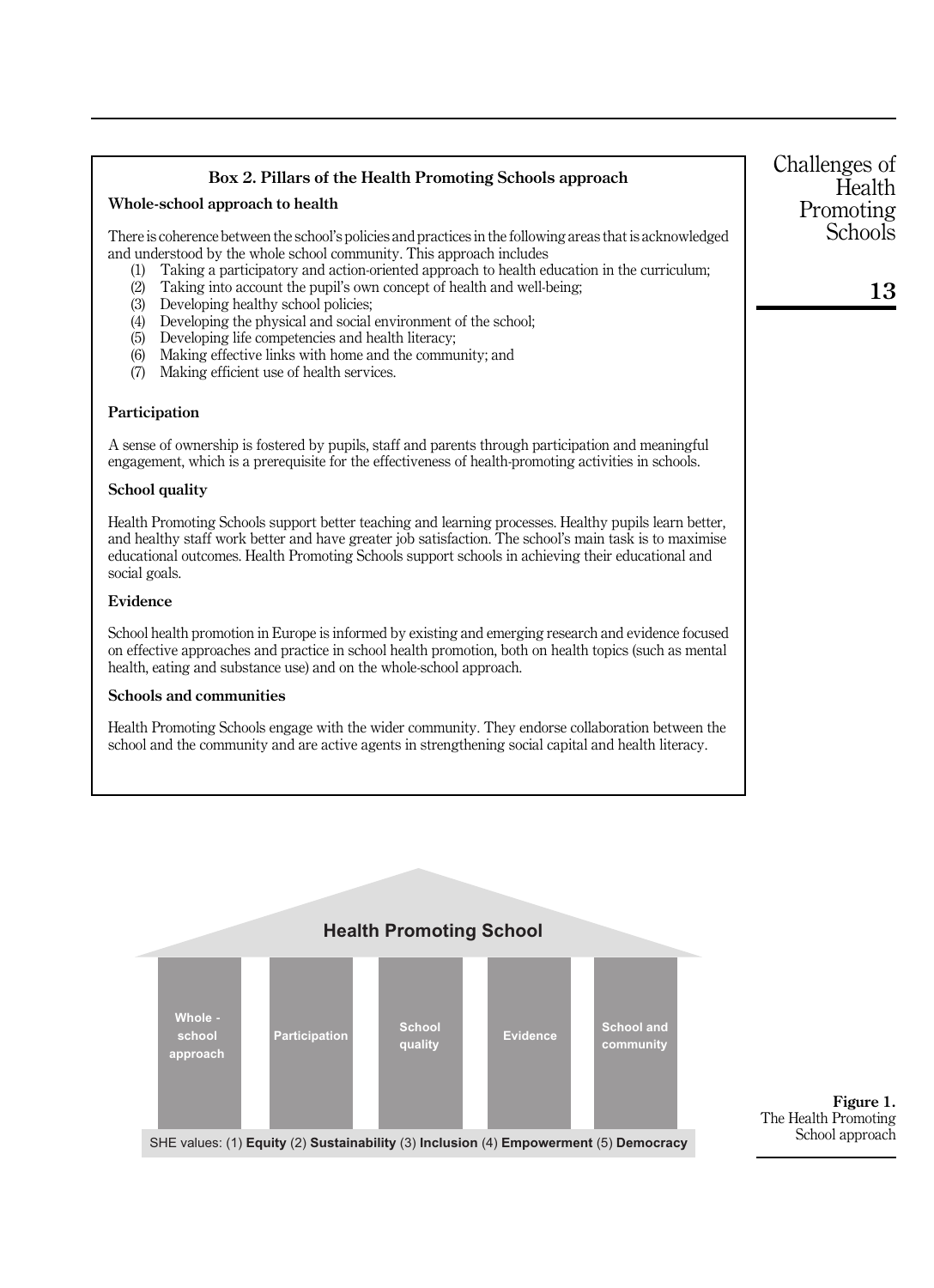**Box 2. Pillars of the Health Promoting Schools approach**

**Whole-school approach to health**

There is coherence between the school's policies and practices in the following areas that is acknowledged and understood by the whole school community. This approach includes

1. Taking a participatory and action-oriented approach to health education in the curriculum;
2. Taking into account the pupil's own concept of health and well-being;
3. Developing healthy school policies;
4. Developing the physical and social environment of the school;
5. Developing life competencies and health literacy;
6. Making effective links with home and the community; and
7. Making efficient use of health services.

**Participation**

A sense of ownership is fostered by pupils, staff and parents through participation and meaningful engagement, which is a prerequisite for the effectiveness of health-promoting activities in schools.

**School quality**

Health Promoting Schools support better teaching and learning processes. Healthy pupils learn better, and healthy staff work better and have greater job satisfaction. The school's main task is to maximise educational outcomes. Health Promoting Schools support schools in achieving their educational and social goals.

**Evidence**

School health promotion in Europe is informed by existing and emerging research and evidence focused on effective approaches and practice in school health promotion, both on health topics (such as mental health, eating and substance use) and on the whole-school approach.

**Schools and communities**

Health Promoting Schools engage with the wider community. They endorse collaboration between the school and the community and are active agents in strengthening social capital and health literacy.

**Health Promoting School**

| Whole-school approach | Participation | School quality | Evidence | School and community |
|---|---|---|---|---|

SHE values: (1) **Equity** (2) **Sustainability** (3) **Inclusion** (4) **Empowerment** (5) **Democracy**

**Figure 1.** The Health Promoting School approach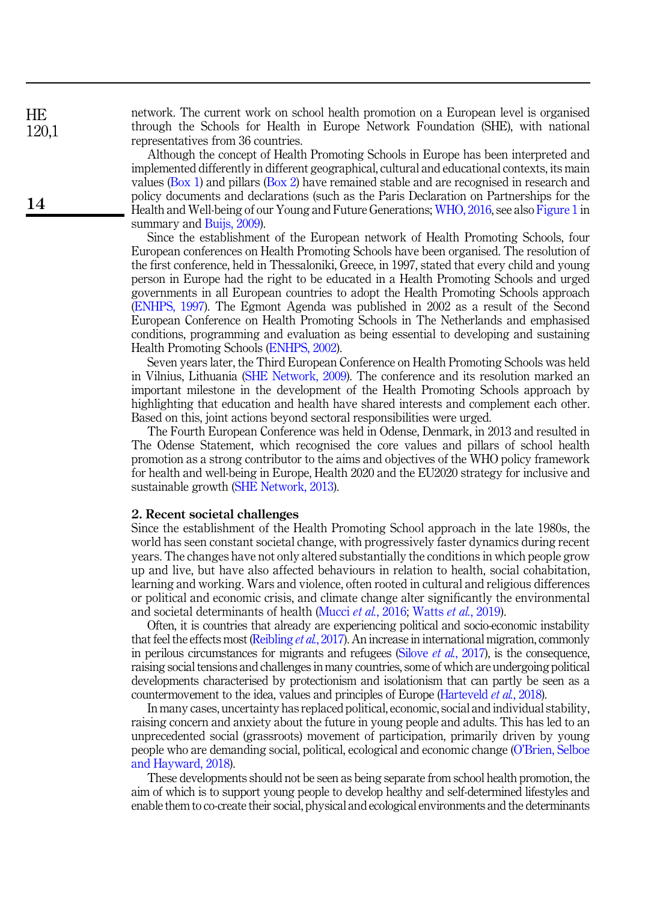network. The current work on school health promotion on a European level is organised through the Schools for Health in Europe Network Foundation (SHE), with national representatives from 36 countries.

Although the concept of Health Promoting Schools in Europe has been interpreted and implemented differently in different geographical, cultural and educational contexts, its main values (Box 1) and pillars (Box 2) have remained stable and are recognised in research and policy documents and declarations (such as the Paris Declaration on Partnerships for the Health and Well-being of our Young and Future Generations; WHO, 2016, see also Figure 1 in summary and Buijs, 2009).

Since the establishment of the European network of Health Promoting Schools, four European conferences on Health Promoting Schools have been organised. The resolution of the first conference, held in Thessaloniki, Greece, in 1997, stated that every child and young person in Europe had the right to be educated in a Health Promoting Schools and urged governments in all European countries to adopt the Health Promoting Schools approach (ENHPS, 1997). The Egmont Agenda was published in 2002 as a result of the Second European Conference on Health Promoting Schools in The Netherlands and emphasised conditions, programming and evaluation as being essential to developing and sustaining Health Promoting Schools (ENHPS, 2002).

Seven years later, the Third European Conference on Health Promoting Schools was held in Vilnius, Lithuania (SHE Network, 2009). The conference and its resolution marked an important milestone in the development of the Health Promoting Schools approach by highlighting that education and health have shared interests and complement each other. Based on this, joint actions beyond sectoral responsibilities were urged.

The Fourth European Conference was held in Odense, Denmark, in 2013 and resulted in The Odense Statement, which recognised the core values and pillars of school health promotion as a strong contributor to the aims and objectives of the WHO policy framework for health and well-being in Europe, Health 2020 and the EU2020 strategy for inclusive and sustainable growth (SHE Network, 2013).

## 2. Recent societal challenges

Since the establishment of the Health Promoting School approach in the late 1980s, the world has seen constant societal change, with progressively faster dynamics during recent years. The changes have not only altered substantially the conditions in which people grow up and live, but have also affected behaviours in relation to health, social cohabitation, learning and working. Wars and violence, often rooted in cultural and religious differences or political and economic crisis, and climate change alter significantly the environmental and societal determinants of health (Mucci *et al.*, 2016; Watts *et al.*, 2019).

Often, it is countries that already are experiencing political and socio-economic instability that feel the effects most (Reibling *et al.*, 2017). An increase in international migration, commonly in perilous circumstances for migrants and refugees (Silove *et al.*, 2017), is the consequence, raising social tensions and challenges in many countries, some of which are undergoing political developments characterised by protectionism and isolationism that can partly be seen as a countermovement to the idea, values and principles of Europe (Harteveld *et al.*, 2018).

In many cases, uncertainty has replaced political, economic, social and individual stability, raising concern and anxiety about the future in young people and adults. This has led to an unprecedented social (grassroots) movement of participation, primarily driven by young people who are demanding social, political, ecological and economic change (O'Brien, Selboe and Hayward, 2018).

These developments should not be seen as being separate from school health promotion, the aim of which is to support young people to develop healthy and self-determined lifestyles and enable them to co-create their social, physical and ecological environments and the determinants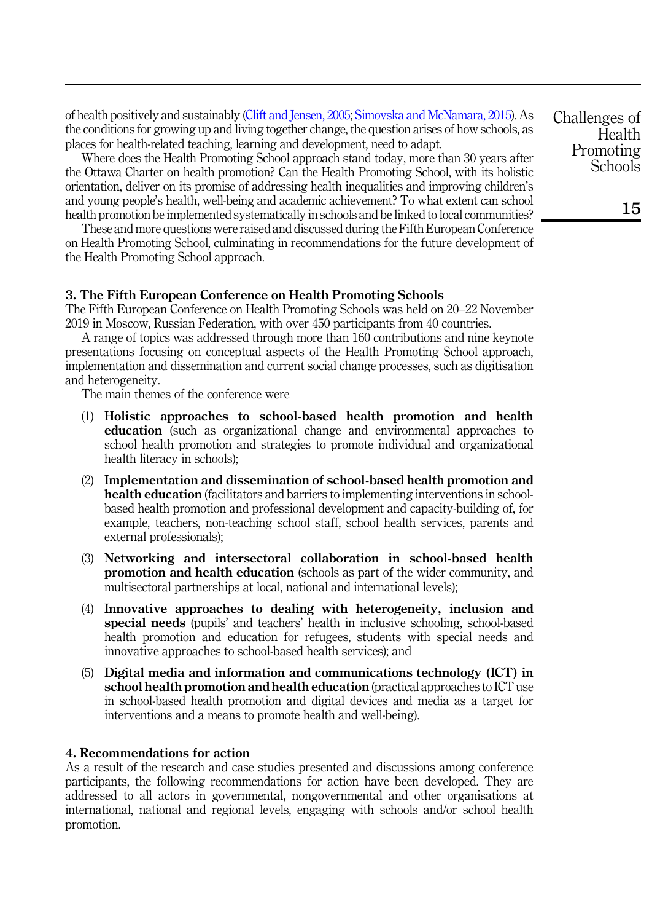of health positively and sustainably (Clift and Jensen, 2005; Simovska and McNamara, 2015). As the conditions for growing up and living together change, the question arises of how schools, as places for health-related teaching, learning and development, need to adapt.

Where does the Health Promoting School approach stand today, more than 30 years after the Ottawa Charter on health promotion? Can the Health Promoting School, with its holistic orientation, deliver on its promise of addressing health inequalities and improving children's and young people's health, well-being and academic achievement? To what extent can school health promotion be implemented systematically in schools and be linked to local communities?

These and more questions were raised and discussed during the Fifth European Conference on Health Promoting School, culminating in recommendations for the future development of the Health Promoting School approach.

## 3. The Fifth European Conference on Health Promoting Schools

The Fifth European Conference on Health Promoting Schools was held on 20–22 November 2019 in Moscow, Russian Federation, with over 450 participants from 40 countries.

A range of topics was addressed through more than 160 contributions and nine keynote presentations focusing on conceptual aspects of the Health Promoting School approach, implementation and dissemination and current social change processes, such as digitisation and heterogeneity.

The main themes of the conference were

(1) **Holistic approaches to school-based health promotion and health education** (such as organizational change and environmental approaches to school health promotion and strategies to promote individual and organizational health literacy in schools);

(2) **Implementation and dissemination of school-based health promotion and health education** (facilitators and barriers to implementing interventions in school-based health promotion and professional development and capacity-building of, for example, teachers, non-teaching school staff, school health services, parents and external professionals);

(3) **Networking and intersectoral collaboration in school-based health promotion and health education** (schools as part of the wider community, and multisectoral partnerships at local, national and international levels);

(4) **Innovative approaches to dealing with heterogeneity, inclusion and special needs** (pupils' and teachers' health in inclusive schooling, school-based health promotion and education for refugees, students with special needs and innovative approaches to school-based health services); and

(5) **Digital media and information and communications technology (ICT) in school health promotion and health education** (practical approaches to ICT use in school-based health promotion and digital devices and media as a target for interventions and a means to promote health and well-being).

## 4. Recommendations for action

As a result of the research and case studies presented and discussions among conference participants, the following recommendations for action have been developed. They are addressed to all actors in governmental, nongovernmental and other organisations at international, national and regional levels, engaging with schools and/or school health promotion.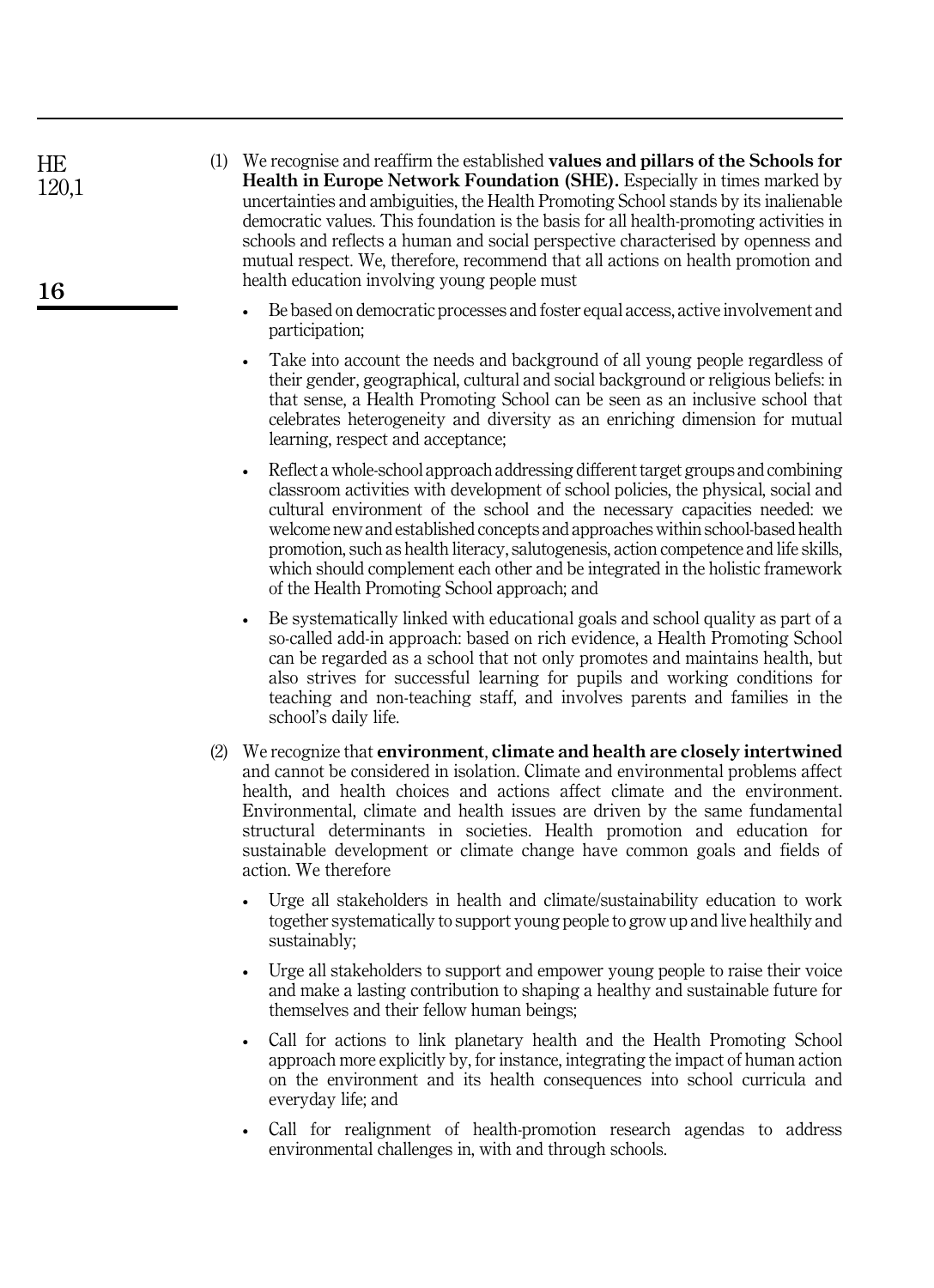(1) We recognise and reaffirm the established **values and pillars of the Schools for Health in Europe Network Foundation (SHE).** Especially in times marked by uncertainties and ambiguities, the Health Promoting School stands by its inalienable democratic values. This foundation is the basis for all health-promoting activities in schools and reflects a human and social perspective characterised by openness and mutual respect. We, therefore, recommend that all actions on health promotion and health education involving young people must

- Be based on democratic processes and foster equal access, active involvement and participation;
- Take into account the needs and background of all young people regardless of their gender, geographical, cultural and social background or religious beliefs: in that sense, a Health Promoting School can be seen as an inclusive school that celebrates heterogeneity and diversity as an enriching dimension for mutual learning, respect and acceptance;
- Reflect a whole-school approach addressing different target groups and combining classroom activities with development of school policies, the physical, social and cultural environment of the school and the necessary capacities needed: we welcome new and established concepts and approaches within school-based health promotion, such as health literacy, salutogenesis, action competence and life skills, which should complement each other and be integrated in the holistic framework of the Health Promoting School approach; and
- Be systematically linked with educational goals and school quality as part of a so-called add-in approach: based on rich evidence, a Health Promoting School can be regarded as a school that not only promotes and maintains health, but also strives for successful learning for pupils and working conditions for teaching and non-teaching staff, and involves parents and families in the school's daily life.

(2) We recognize that **environment**, **climate and health are closely intertwined** and cannot be considered in isolation. Climate and environmental problems affect health, and health choices and actions affect climate and the environment. Environmental, climate and health issues are driven by the same fundamental structural determinants in societies. Health promotion and education for sustainable development or climate change have common goals and fields of action. We therefore

- Urge all stakeholders in health and climate/sustainability education to work together systematically to support young people to grow up and live healthily and sustainably;
- Urge all stakeholders to support and empower young people to raise their voice and make a lasting contribution to shaping a healthy and sustainable future for themselves and their fellow human beings;
- Call for actions to link planetary health and the Health Promoting School approach more explicitly by, for instance, integrating the impact of human action on the environment and its health consequences into school curricula and everyday life; and
- Call for realignment of health-promotion research agendas to address environmental challenges in, with and through schools.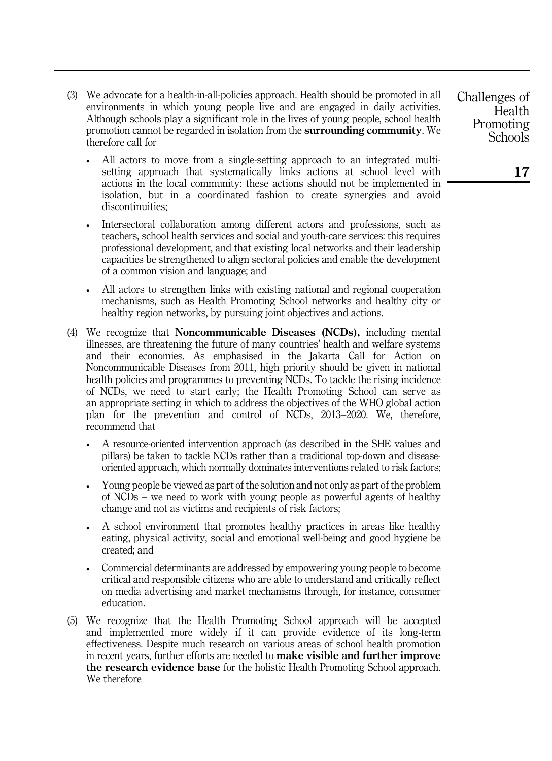(3) We advocate for a health-in-all-policies approach. Health should be promoted in all environments in which young people live and are engaged in daily activities. Although schools play a significant role in the lives of young people, school health promotion cannot be regarded in isolation from the **surrounding community**. We therefore call for

- All actors to move from a single-setting approach to an integrated multi-setting approach that systematically links actions at school level with actions in the local community: these actions should not be implemented in isolation, but in a coordinated fashion to create synergies and avoid discontinuities;
- Intersectoral collaboration among different actors and professions, such as teachers, school health services and social and youth-care services: this requires professional development, and that existing local networks and their leadership capacities be strengthened to align sectoral policies and enable the development of a common vision and language; and
- All actors to strengthen links with existing national and regional cooperation mechanisms, such as Health Promoting School networks and healthy city or healthy region networks, by pursuing joint objectives and actions.

(4) We recognize that **Noncommunicable Diseases (NCDs),** including mental illnesses, are threatening the future of many countries' health and welfare systems and their economies. As emphasised in the Jakarta Call for Action on Noncommunicable Diseases from 2011, high priority should be given in national health policies and programmes to preventing NCDs. To tackle the rising incidence of NCDs, we need to start early; the Health Promoting School can serve as an appropriate setting in which to address the objectives of the WHO global action plan for the prevention and control of NCDs, 2013–2020. We, therefore, recommend that

- A resource-oriented intervention approach (as described in the SHE values and pillars) be taken to tackle NCDs rather than a traditional top-down and disease-oriented approach, which normally dominates interventions related to risk factors;
- Young people be viewed as part of the solution and not only as part of the problem of NCDs – we need to work with young people as powerful agents of healthy change and not as victims and recipients of risk factors;
- A school environment that promotes healthy practices in areas like healthy eating, physical activity, social and emotional well-being and good hygiene be created; and
- Commercial determinants are addressed by empowering young people to become critical and responsible citizens who are able to understand and critically reflect on media advertising and market mechanisms through, for instance, consumer education.

(5) We recognize that the Health Promoting School approach will be accepted and implemented more widely if it can provide evidence of its long-term effectiveness. Despite much research on various areas of school health promotion in recent years, further efforts are needed to **make visible and further improve the research evidence base** for the holistic Health Promoting School approach. We therefore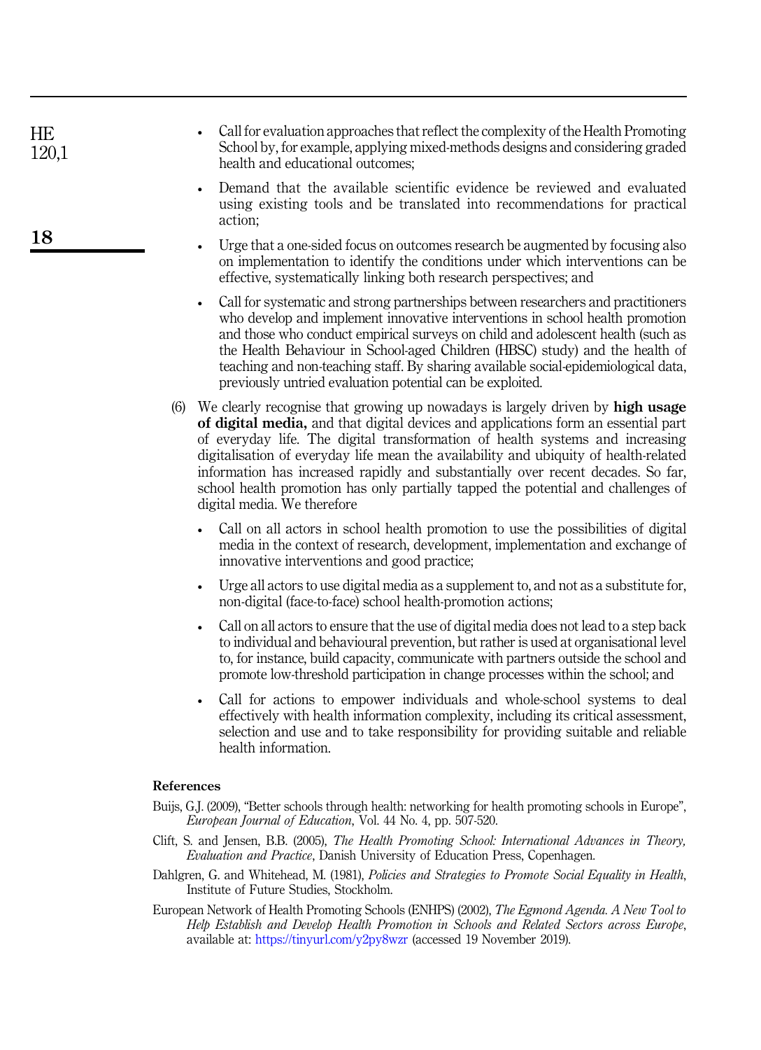- Call for evaluation approaches that reflect the complexity of the Health Promoting School by, for example, applying mixed-methods designs and considering graded health and educational outcomes;
- Demand that the available scientific evidence be reviewed and evaluated using existing tools and be translated into recommendations for practical action;
- Urge that a one-sided focus on outcomes research be augmented by focusing also on implementation to identify the conditions under which interventions can be effective, systematically linking both research perspectives; and
- Call for systematic and strong partnerships between researchers and practitioners who develop and implement innovative interventions in school health promotion and those who conduct empirical surveys on child and adolescent health (such as the Health Behaviour in School-aged Children (HBSC) study) and the health of teaching and non-teaching staff. By sharing available social-epidemiological data, previously untried evaluation potential can be exploited.

(6) We clearly recognise that growing up nowadays is largely driven by **high usage of digital media,** and that digital devices and applications form an essential part of everyday life. The digital transformation of health systems and increasing digitalisation of everyday life mean the availability and ubiquity of health-related information has increased rapidly and substantially over recent decades. So far, school health promotion has only partially tapped the potential and challenges of digital media. We therefore

- Call on all actors in school health promotion to use the possibilities of digital media in the context of research, development, implementation and exchange of innovative interventions and good practice;
- Urge all actors to use digital media as a supplement to, and not as a substitute for, non-digital (face-to-face) school health-promotion actions;
- Call on all actors to ensure that the use of digital media does not lead to a step back to individual and behavioural prevention, but rather is used at organisational level to, for instance, build capacity, communicate with partners outside the school and promote low-threshold participation in change processes within the school; and
- Call for actions to empower individuals and whole-school systems to deal effectively with health information complexity, including its critical assessment, selection and use and to take responsibility for providing suitable and reliable health information.

### References

Buijs, G.J. (2009), "Better schools through health: networking for health promoting schools in Europe", *European Journal of Education*, Vol. 44 No. 4, pp. 507-520.

Clift, S. and Jensen, B.B. (2005), *The Health Promoting School: International Advances in Theory, Evaluation and Practice*, Danish University of Education Press, Copenhagen.

Dahlgren, G. and Whitehead, M. (1981), *Policies and Strategies to Promote Social Equality in Health*, Institute of Future Studies, Stockholm.

European Network of Health Promoting Schools (ENHPS) (2002), *The Egmond Agenda. A New Tool to Help Establish and Develop Health Promotion in Schools and Related Sectors across Europe*, available at: https://tinyurl.com/y2py8wzr (accessed 19 November 2019).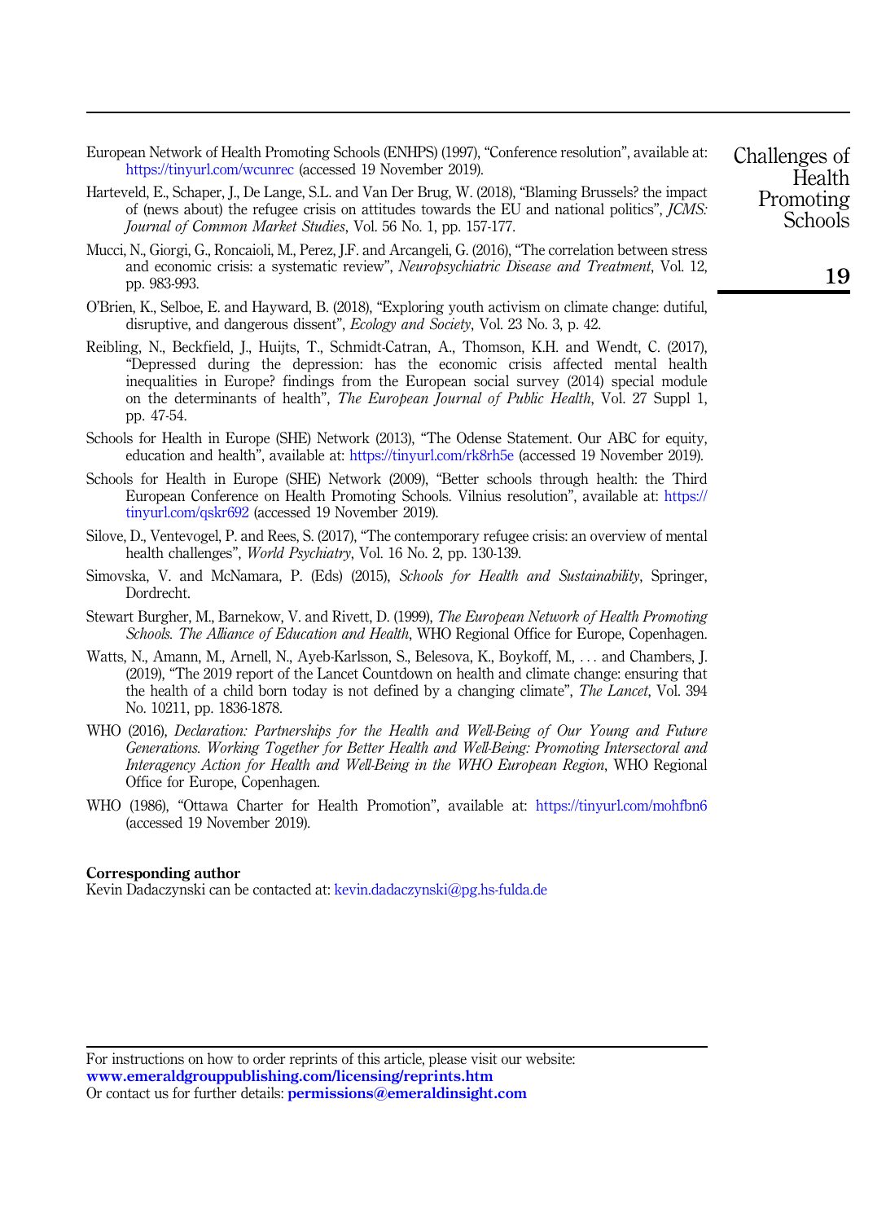European Network of Health Promoting Schools (ENHPS) (1997), "Conference resolution", available at: https://tinyurl.com/wcunrec (accessed 19 November 2019).

Harteveld, E., Schaper, J., De Lange, S.L. and Van Der Brug, W. (2018), "Blaming Brussels? the impact of (news about) the refugee crisis on attitudes towards the EU and national politics", *JCMS: Journal of Common Market Studies*, Vol. 56 No. 1, pp. 157-177.

Mucci, N., Giorgi, G., Roncaioli, M., Perez, J.F. and Arcangeli, G. (2016), "The correlation between stress and economic crisis: a systematic review", *Neuropsychiatric Disease and Treatment*, Vol. 12, pp. 983-993.

O'Brien, K., Selboe, E. and Hayward, B. (2018), "Exploring youth activism on climate change: dutiful, disruptive, and dangerous dissent", *Ecology and Society*, Vol. 23 No. 3, p. 42.

Reibling, N., Beckfield, J., Huijts, T., Schmidt-Catran, A., Thomson, K.H. and Wendt, C. (2017), "Depressed during the depression: has the economic crisis affected mental health inequalities in Europe? findings from the European social survey (2014) special module on the determinants of health", *The European Journal of Public Health*, Vol. 27 Suppl 1, pp. 47-54.

Schools for Health in Europe (SHE) Network (2013), "The Odense Statement. Our ABC for equity, education and health", available at: https://tinyurl.com/rk8rh5e (accessed 19 November 2019).

Schools for Health in Europe (SHE) Network (2009), "Better schools through health: the Third European Conference on Health Promoting Schools. Vilnius resolution", available at: https://tinyurl.com/qskr692 (accessed 19 November 2019).

Silove, D., Ventevogel, P. and Rees, S. (2017), "The contemporary refugee crisis: an overview of mental health challenges", *World Psychiatry*, Vol. 16 No. 2, pp. 130-139.

Simovska, V. and McNamara, P. (Eds) (2015), *Schools for Health and Sustainability*, Springer, Dordrecht.

Stewart Burgher, M., Barnekow, V. and Rivett, D. (1999), *The European Network of Health Promoting Schools. The Alliance of Education and Health*, WHO Regional Office for Europe, Copenhagen.

Watts, N., Amann, M., Arnell, N., Ayeb-Karlsson, S., Belesova, K., Boykoff, M., ... and Chambers, J. (2019), "The 2019 report of the Lancet Countdown on health and climate change: ensuring that the health of a child born today is not defined by a changing climate", *The Lancet*, Vol. 394 No. 10211, pp. 1836-1878.

WHO (2016), *Declaration: Partnerships for the Health and Well-Being of Our Young and Future Generations. Working Together for Better Health and Well-Being: Promoting Intersectoral and Interagency Action for Health and Well-Being in the WHO European Region*, WHO Regional Office for Europe, Copenhagen.

WHO (1986), "Ottawa Charter for Health Promotion", available at: https://tinyurl.com/mohfbn6 (accessed 19 November 2019).

**Corresponding author**

Kevin Dadaczynski can be contacted at: kevin.dadaczynski@pg.hs-fulda.de

For instructions on how to order reprints of this article, please visit our website:
**www.emeraldgrouppublishing.com/licensing/reprints.htm**
Or contact us for further details: **permissions@emeraldinsight.com**